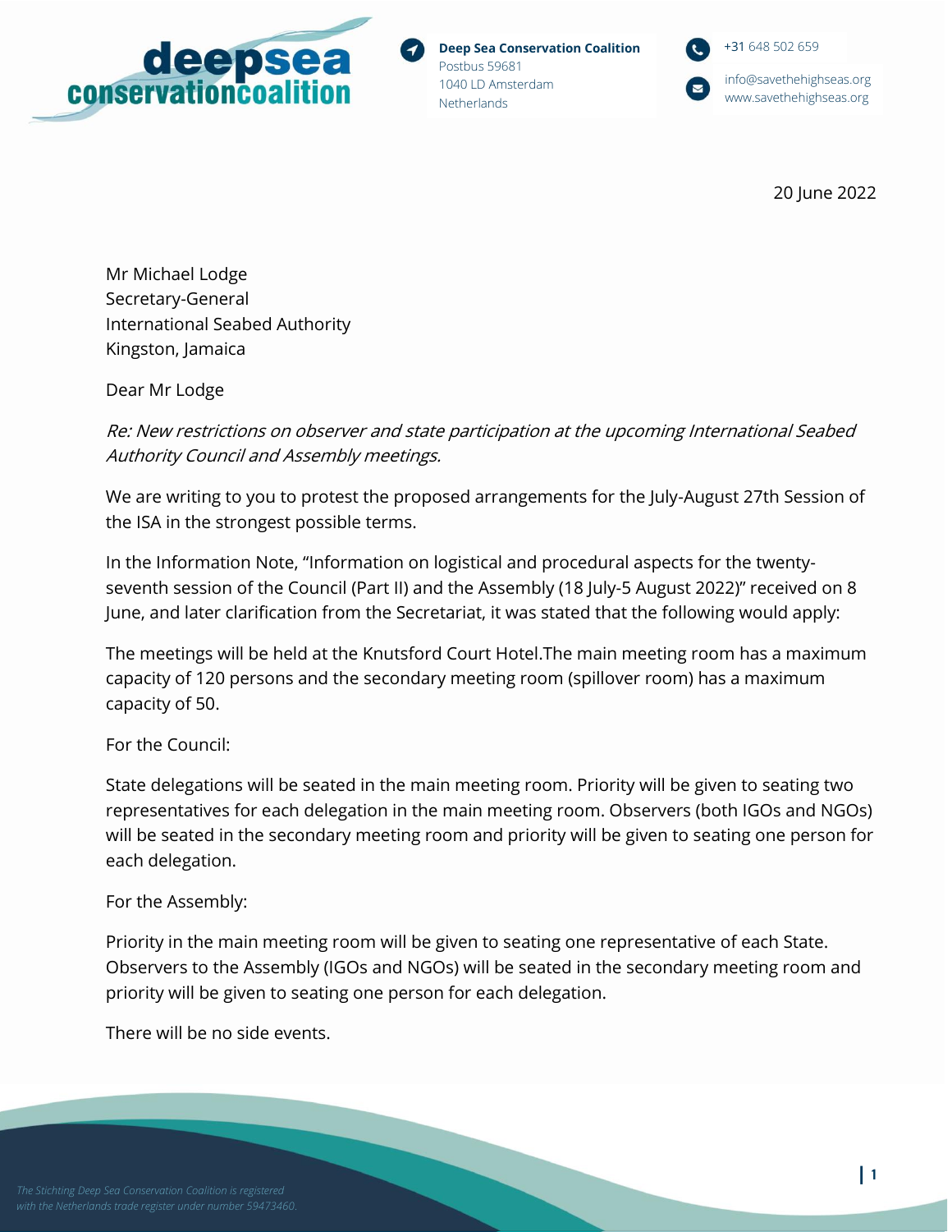**Deep Sea Conservation Coalition**
Postbus 59681
1040 LD Amsterdam
Netherlands

+31 648 502 659
info@savethehighseas.org
www.savethehighseas.org

20 June 2022

Mr Michael Lodge
Secretary-General
International Seabed Authority
Kingston, Jamaica

Dear Mr Lodge

*Re: New restrictions on observer and state participation at the upcoming International Seabed Authority Council and Assembly meetings.*

We are writing to you to protest the proposed arrangements for the July-August 27th Session of the ISA in the strongest possible terms.

In the Information Note, "Information on logistical and procedural aspects for the twenty-seventh session of the Council (Part II) and the Assembly (18 July-5 August 2022)" received on 8 June, and later clarification from the Secretariat, it was stated that the following would apply:

The meetings will be held at the Knutsford Court Hotel.The main meeting room has a maximum capacity of 120 persons and the secondary meeting room (spillover room) has a maximum capacity of 50.

For the Council:

State delegations will be seated in the main meeting room. Priority will be given to seating two representatives for each delegation in the main meeting room. Observers (both IGOs and NGOs) will be seated in the secondary meeting room and priority will be given to seating one person for each delegation.

For the Assembly:

Priority in the main meeting room will be given to seating one representative of each State. Observers to the Assembly (IGOs and NGOs) will be seated in the secondary meeting room and priority will be given to seating one person for each delegation.

There will be no side events.

*The Stichting Deep Sea Conservation Coalition is registered with the Netherlands trade register under number 59473460.*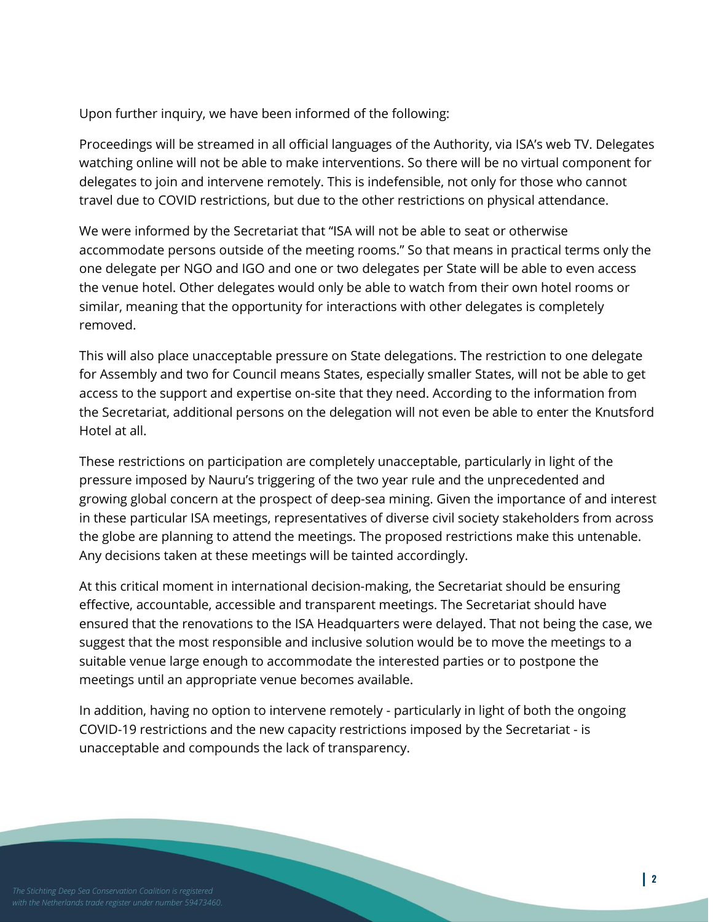Upon further inquiry, we have been informed of the following:

Proceedings will be streamed in all official languages of the Authority, via ISA's web TV. Delegates watching online will not be able to make interventions. So there will be no virtual component for delegates to join and intervene remotely. This is indefensible, not only for those who cannot travel due to COVID restrictions, but due to the other restrictions on physical attendance.

We were informed by the Secretariat that "ISA will not be able to seat or otherwise accommodate persons outside of the meeting rooms." So that means in practical terms only the one delegate per NGO and IGO and one or two delegates per State will be able to even access the venue hotel. Other delegates would only be able to watch from their own hotel rooms or similar, meaning that the opportunity for interactions with other delegates is completely removed.

This will also place unacceptable pressure on State delegations. The restriction to one delegate for Assembly and two for Council means States, especially smaller States, will not be able to get access to the support and expertise on-site that they need. According to the information from the Secretariat, additional persons on the delegation will not even be able to enter the Knutsford Hotel at all.

These restrictions on participation are completely unacceptable, particularly in light of the pressure imposed by Nauru's triggering of the two year rule and the unprecedented and growing global concern at the prospect of deep-sea mining. Given the importance of and interest in these particular ISA meetings, representatives of diverse civil society stakeholders from across the globe are planning to attend the meetings. The proposed restrictions make this untenable. Any decisions taken at these meetings will be tainted accordingly.

At this critical moment in international decision-making, the Secretariat should be ensuring effective, accountable, accessible and transparent meetings. The Secretariat should have ensured that the renovations to the ISA Headquarters were delayed. That not being the case, we suggest that the most responsible and inclusive solution would be to move the meetings to a suitable venue large enough to accommodate the interested parties or to postpone the meetings until an appropriate venue becomes available.

In addition, having no option to intervene remotely - particularly in light of both the ongoing COVID-19 restrictions and the new capacity restrictions imposed by the Secretariat - is unacceptable and compounds the lack of transparency.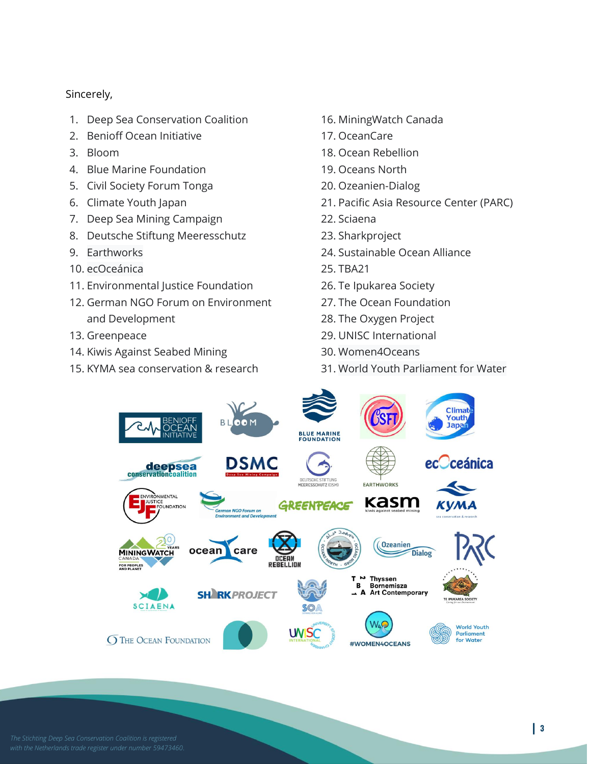Sincerely,

1. Deep Sea Conservation Coalition
2. Benioff Ocean Initiative
3. Bloom
4. Blue Marine Foundation
5. Civil Society Forum Tonga
6. Climate Youth Japan
7. Deep Sea Mining Campaign
8. Deutsche Stiftung Meeresschutz
9. Earthworks
10. ecOceánica
11. Environmental Justice Foundation
12. German NGO Forum on Environment and Development
13. Greenpeace
14. Kiwis Against Seabed Mining
15. KYMA sea conservation & research
16. MiningWatch Canada
17. OceanCare
18. Ocean Rebellion
19. Oceans North
20. Ozeanien-Dialog
21. Pacific Asia Resource Center (PARC)
22. Sciaena
23. Sharkproject
24. Sustainable Ocean Alliance
25. TBA21
26. Te Ipukarea Society
27. The Ocean Foundation
28. The Oxygen Project
29. UNISC International
30. Women4Oceans
31. World Youth Parliament for Water

*The Stichting Deep Sea Conservation Coalition is registered with the Netherlands trade register under number 59473460.*